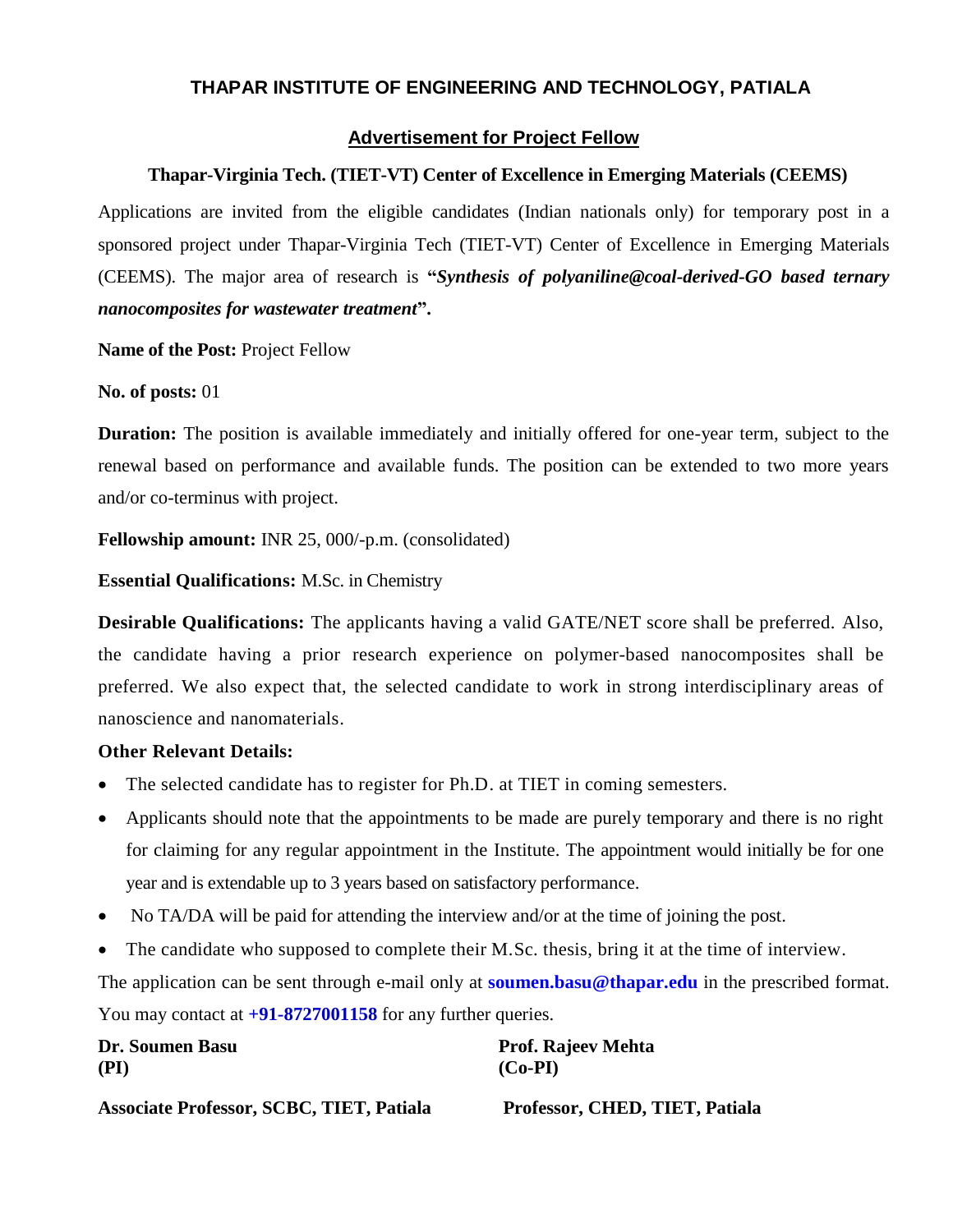# THAPAR INSTITUTE OF ENGINEERING AND TECHNOLOGY, PATIALA

## Advertisement for Project Fellow

### Thapar-Virginia Tech. (TIET-VT) Center of Excellence in Emerging Materials (CEEMS)

Applications are invited from the eligible candidates (Indian nationals only) for temporary post in a sponsored project under Thapar-Virginia Tech (TIET-VT) Center of Excellence in Emerging Materials (CEEMS). The major area of research is **"*Synthesis of polyaniline@coal-derived-GO based ternary nanocomposites for wastewater treatment*".**

**Name of the Post:** Project Fellow

**No. of posts:** 01

**Duration:** The position is available immediately and initially offered for one-year term, subject to the renewal based on performance and available funds. The position can be extended to two more years and/or co-terminus with project.

**Fellowship amount:** INR 25, 000/-p.m. (consolidated)

**Essential Qualifications:** M.Sc. in Chemistry

**Desirable Qualifications:** The applicants having a valid GATE/NET score shall be preferred. Also, the candidate having a prior research experience on polymer-based nanocomposites shall be preferred. We also expect that, the selected candidate to work in strong interdisciplinary areas of nanoscience and nanomaterials.

**Other Relevant Details:**

- The selected candidate has to register for Ph.D. at TIET in coming semesters.
- Applicants should note that the appointments to be made are purely temporary and there is no right for claiming for any regular appointment in the Institute. The appointment would initially be for one year and is extendable up to 3 years based on satisfactory performance.
- No TA/DA will be paid for attending the interview and/or at the time of joining the post.
- The candidate who supposed to complete their M.Sc. thesis, bring it at the time of interview.

The application can be sent through e-mail only at **soumen.basu@thapar.edu** in the prescribed format. You may contact at **+91-8727001158** for any further queries.

**Dr. Soumen Basu**
**(PI)**

**Associate Professor, SCBC, TIET, Patiala**

**Prof. Rajeev Mehta**
**(Co-PI)**

**Professor, CHED, TIET, Patiala**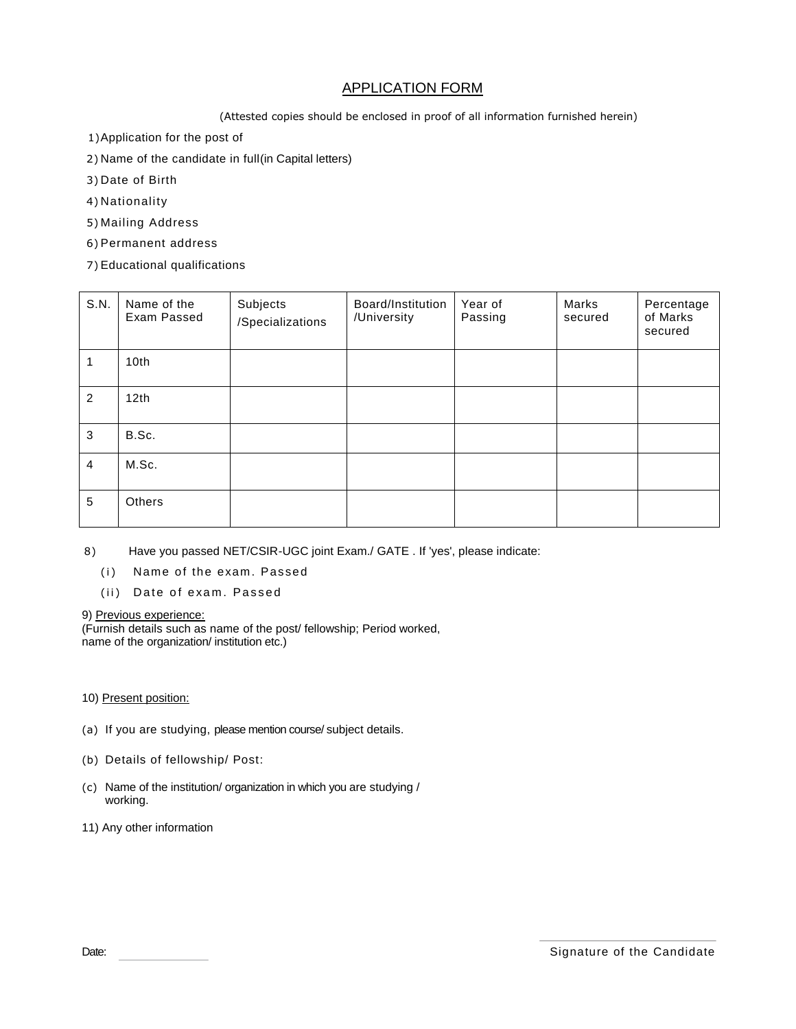# APPLICATION FORM

(Attested copies should be enclosed in proof of all information furnished herein)

1) Application for the post of

2) Name of the candidate in full(in Capital letters)

3) Date of Birth

4) Nationality

5) Mailing Address

6) Permanent address

7) Educational qualifications

| S.N. | Name of the Exam Passed | Subjects /Specializations | Board/Institution /University | Year of Passing | Marks secured | Percentage of Marks secured |
|---|---|---|---|---|---|---|
| 1 | 10th | | | | | |
| 2 | 12th | | | | | |
| 3 | B.Sc. | | | | | |
| 4 | M.Sc. | | | | | |
| 5 | Others | | | | | |

8) Have you passed NET/CSIR-UGC joint Exam./ GATE . If 'yes', please indicate:

(i) Name of the exam. Passed

(ii) Date of exam. Passed

9) Previous experience:
(Furnish details such as name of the post/ fellowship; Period worked, name of the organization/ institution etc.)

10) Present position:

(a) If you are studying, please mention course/ subject details.

(b) Details of fellowship/ Post:

(c) Name of the institution/ organization in which you are studying / working.

11) Any other information

Date:

Signature of the Candidate